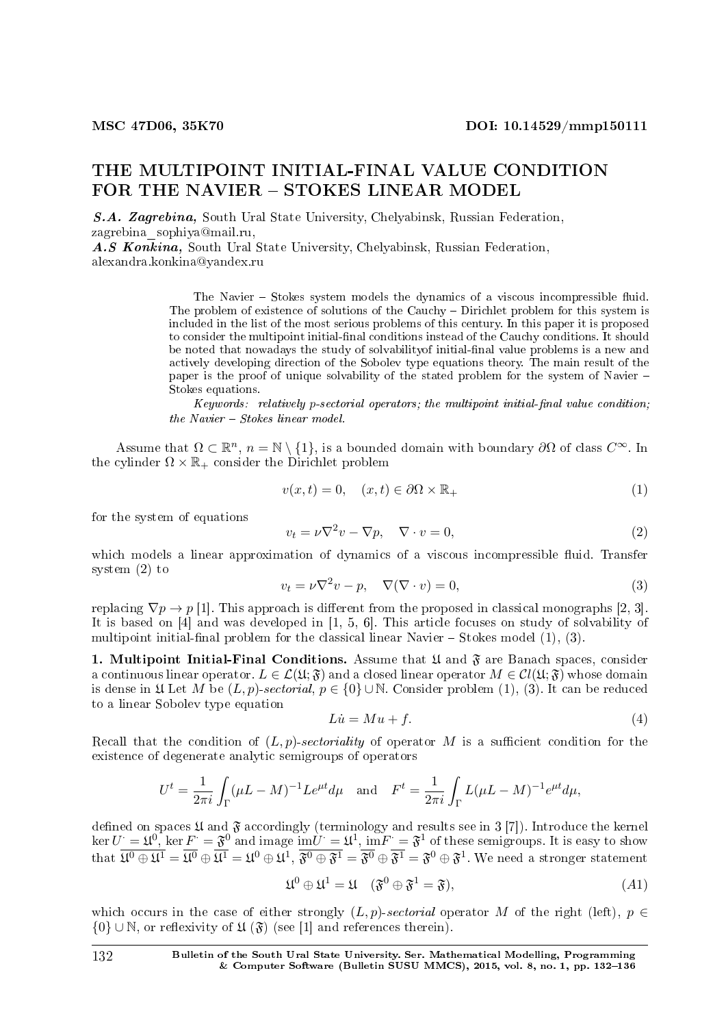MSC 47D06, 35K70 DOI: 10.14529/mmp150111

# THE MULTIPOINT INITIAL-FINAL VALUE CONDITION FOR THE NAVIER – STOKES LINEAR MODEL

***S.A. Zagrebina,*** South Ural State University, Chelyabinsk, Russian Federation, zagrebina_sophiya@mail.ru,
***A.S Konkina,*** South Ural State University, Chelyabinsk, Russian Federation, alexandra.konkina@yandex.ru

The Navier – Stokes system models the dynamics of a viscous incompressible fluid. The problem of existence of solutions of the Cauchy – Dirichlet problem for this system is included in the list of the most serious problems of this century. In this paper it is proposed to consider the multipoint initial-final conditions instead of the Cauchy conditions. It should be noted that nowadays the study of solvabilityof initial-final value problems is a new and actively developing direction of the Sobolev type equations theory. The main result of the paper is the proof of unique solvability of the stated problem for the system of Navier – Stokes equations.

*Keywords: relatively p-sectorial operators; the multipoint initial-final value condition; the Navier – Stokes linear model.*

Assume that $\Omega \subset \mathbb{R}^n$, $n = \mathbb{N} \setminus \{1\}$, is a bounded domain with boundary $\partial\Omega$ of class $C^\infty$. In the cylinder $\Omega \times \mathbb{R}_+$ consider the Dirichlet problem

$$v(x,t) = 0, \quad (x,t) \in \partial\Omega \times \mathbb{R}_+ \tag{1}$$

for the system of equations

$$v_t = \nu\nabla^2 v - \nabla p, \quad \nabla \cdot v = 0, \tag{2}$$

which models a linear approximation of dynamics of a viscous incompressible fluid. Transfer system (2) to

$$v_t = \nu\nabla^2 v - p, \quad \nabla(\nabla \cdot v) = 0, \tag{3}$$

replacing $\nabla p \to p$ [1]. This approach is different from the proposed in classical monographs [2, 3]. It is based on [4] and was developed in [1, 5, 6]. This article focuses on study of solvability of multipoint initial-final problem for the classical linear Navier – Stokes model (1), (3).

**1. Multipoint Initial-Final Conditions.** Assume that $\mathfrak{U}$ and $\mathfrak{F}$ are Banach spaces, consider a continuous linear operator. $L \in \mathcal{L}(\mathfrak{U};\mathfrak{F})$ and a closed linear operator $M \in \mathcal{C}l(\mathfrak{U};\mathfrak{F})$ whose domain is dense in $\mathfrak{U}$ Let $M$ be $(L,p)$-*sectorial*, $p \in \{0\} \cup \mathbb{N}$. Consider problem (1), (3). It can be reduced to a linear Sobolev type equation

$$L\dot{u} = Mu + f. \tag{4}$$

Recall that the condition of $(L,p)$-*sectoriality* of operator $M$ is a sufficient condition for the existence of degenerate analytic semigroups of operators

$$U^t = \frac{1}{2\pi i}\int_\Gamma (\mu L - M)^{-1} L e^{\mu t} d\mu \quad \text{and} \quad F^t = \frac{1}{2\pi i}\int_\Gamma L(\mu L - M)^{-1} e^{\mu t} d\mu,$$

defined on spaces $\mathfrak{U}$ and $\mathfrak{F}$ accordingly (terminology and results see in 3 [7]). Introduce the kernel $\ker U^{\cdot} = \mathfrak{U}^0$, $\ker F^{\cdot} = \mathfrak{F}^0$ and image $\mathrm{im} U^{\cdot} = \mathfrak{U}^1$, $\mathrm{im} F^{\cdot} = \mathfrak{F}^1$ of these semigroups. It is easy to show that $\overline{\mathfrak{U}^0 \oplus \mathfrak{U}^1} = \overline{\mathfrak{U}^0} \oplus \overline{\mathfrak{U}^1} = \mathfrak{U}^0 \oplus \mathfrak{U}^1$, $\overline{\mathfrak{F}^0 \oplus \mathfrak{F}^1} = \overline{\mathfrak{F}^0} \oplus \overline{\mathfrak{F}^1} = \mathfrak{F}^0 \oplus \mathfrak{F}^1$. We need a stronger statement

$$\mathfrak{U}^0 \oplus \mathfrak{U}^1 = \mathfrak{U} \quad (\mathfrak{F}^0 \oplus \mathfrak{F}^1 = \mathfrak{F}), \tag{A1}$$

which occurs in the case of either strongly $(L,p)$-*sectorial* operator $M$ of the right (left), $p \in \{0\} \cup \mathbb{N}$, or reflexivity of $\mathfrak{U}$ ($\mathfrak{F}$) (see [1] and references therein).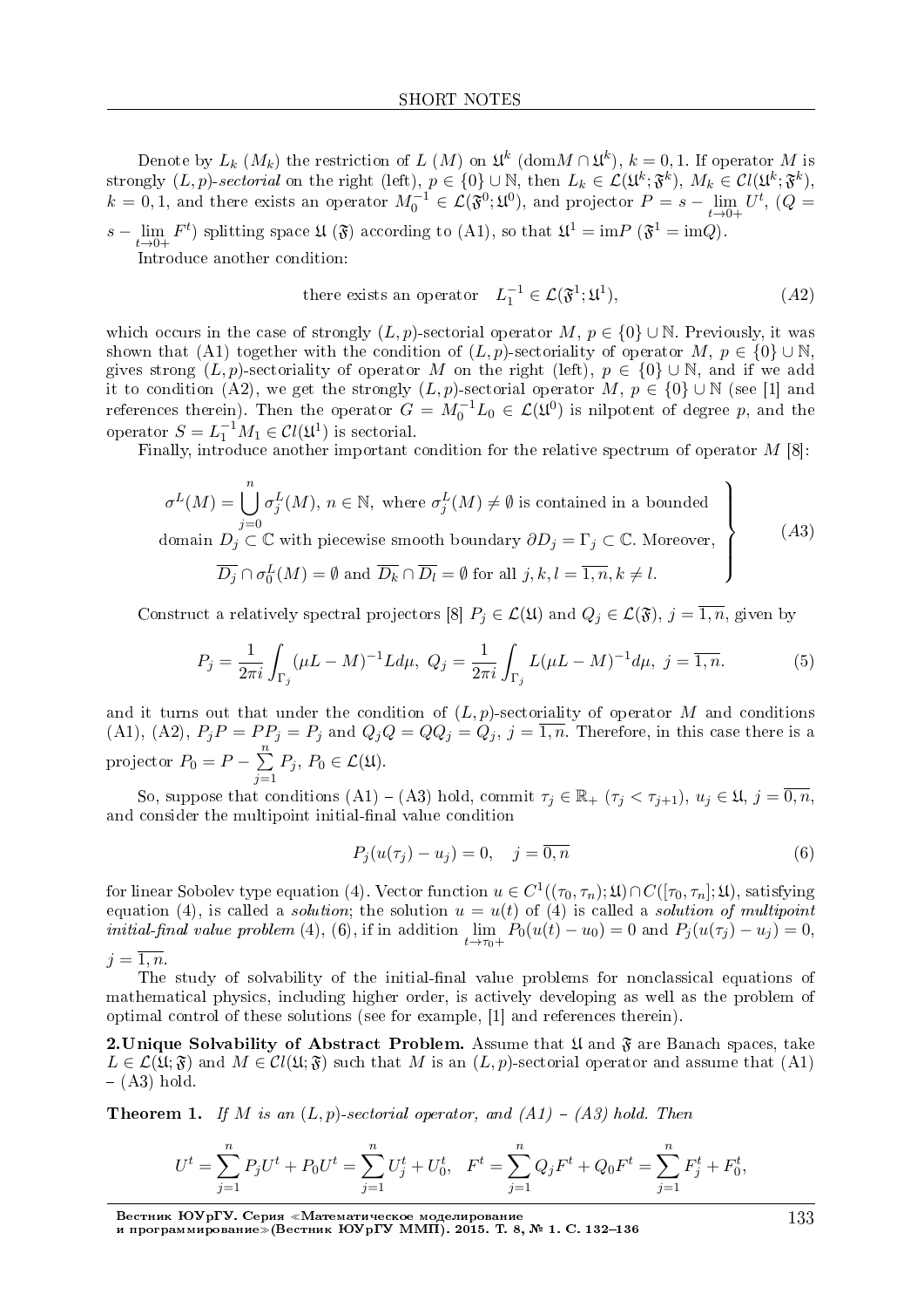Denote by $L_k$ ($M_k$) the restriction of $L$ ($M$) on $\mathfrak{U}^k$ ($\text{dom}M \cap \mathfrak{U}^k$), $k = 0, 1$. If operator $M$ is strongly $(L,p)$-*sectorial* on the right (left), $p \in \{0\} \cup \mathbb{N}$, then $L_k \in \mathcal{L}(\mathfrak{U}^k; \mathfrak{F}^k)$, $M_k \in \mathcal{C}l(\mathfrak{U}^k; \mathfrak{F}^k)$, $k = 0, 1$, and there exists an operator $M_0^{-1} \in \mathcal{L}(\mathfrak{F}^0; \mathfrak{U}^0)$, and projector $P = s - \lim\limits_{t \to 0+} U^t$, ($Q = s - \lim\limits_{t \to 0+} F^t$) splitting space $\mathfrak{U}$ ($\mathfrak{F}$) according to (A1), so that $\mathfrak{U}^1 = \text{im}P$ ($\mathfrak{F}^1 = \text{im}Q$).

Introduce another condition:

$$\text{there exists an operator} \quad L_1^{-1} \in \mathcal{L}(\mathfrak{F}^1; \mathfrak{U}^1), \tag{A2}$$

which occurs in the case of strongly $(L,p)$-sectorial operator $M$, $p \in \{0\} \cup \mathbb{N}$. Previously, it was shown that (A1) together with the condition of $(L,p)$-sectoriality of operator $M$, $p \in \{0\} \cup \mathbb{N}$, gives strong $(L,p)$-sectoriality of operator $M$ on the right (left), $p \in \{0\} \cup \mathbb{N}$, and if we add it to condition (A2), we get the strongly $(L,p)$-sectorial operator $M$, $p \in \{0\} \cup \mathbb{N}$ (see [1] and references therein). Then the operator $G = M_0^{-1} L_0 \in \mathcal{L}(\mathfrak{U}^0)$ is nilpotent of degree $p$, and the operator $S = L_1^{-1} M_1 \in \mathcal{C}l(\mathfrak{U}^1)$ is sectorial.

Finally, introduce another important condition for the relative spectrum of operator $M$ [8]:

$$\left.\begin{array}{c} \sigma^L(M) = \bigcup\limits_{j=0}^{n} \sigma_j^L(M),\ n \in \mathbb{N},\ \text{where } \sigma_j^L(M) \neq \emptyset \text{ is contained in a bounded} \\ \text{domain } D_j \subset \mathbb{C} \text{ with piecewise smooth boundary } \partial D_j = \Gamma_j \subset \mathbb{C}. \text{ Moreover,} \\ \overline{D_j} \cap \sigma_0^L(M) = \emptyset \text{ and } \overline{D_k} \cap \overline{D_l} = \emptyset \text{ for all } j,k,l = \overline{1,n}, k \neq l. \end{array}\right\} \tag{A3}$$

Construct a relatively spectral projectors [8] $P_j \in \mathcal{L}(\mathfrak{U})$ and $Q_j \in \mathcal{L}(\mathfrak{F})$, $j = \overline{1,n}$, given by

$$P_j = \frac{1}{2\pi i} \int_{\Gamma_j} (\mu L - M)^{-1} L d\mu,\ Q_j = \frac{1}{2\pi i} \int_{\Gamma_j} L(\mu L - M)^{-1} d\mu,\ j = \overline{1,n}. \tag{5}$$

and it turns out that under the condition of $(L,p)$-sectoriality of operator $M$ and conditions (A1), (A2), $P_j P = P P_j = P_j$ and $Q_j Q = Q Q_j = Q_j$, $j = \overline{1,n}$. Therefore, in this case there is a projector $P_0 = P - \sum\limits_{j=1}^{n} P_j$, $P_0 \in \mathcal{L}(\mathfrak{U})$.

So, suppose that conditions (A1) – (A3) hold, commit $\tau_j \in \mathbb{R}_+$ ($\tau_j < \tau_{j+1}$), $u_j \in \mathfrak{U}$, $j = \overline{0,n}$, and consider the multipoint initial-final value condition

$$P_j(u(\tau_j) - u_j) = 0, \quad j = \overline{0,n} \tag{6}$$

for linear Sobolev type equation (4). Vector function $u \in C^1((\tau_0, \tau_n); \mathfrak{U}) \cap C([\tau_0, \tau_n]; \mathfrak{U})$, satisfying equation (4), is called a *solution*; the solution $u = u(t)$ of (4) is called a *solution of multipoint initial-final value problem* (4), (6), if in addition $\lim\limits_{t \to \tau_0+} P_0(u(t) - u_0) = 0$ and $P_j(u(\tau_j) - u_j) = 0$, $j = \overline{1,n}$.

The study of solvability of the initial-final value problems for nonclassical equations of mathematical physics, including higher order, is actively developing as well as the problem of optimal control of these solutions (see for example, [1] and references therein).

**2.Unique Solvability of Abstract Problem.** Assume that $\mathfrak{U}$ and $\mathfrak{F}$ are Banach spaces, take $L \in \mathcal{L}(\mathfrak{U}; \mathfrak{F})$ and $M \in \mathcal{C}l(\mathfrak{U}; \mathfrak{F})$ such that $M$ is an $(L,p)$-sectorial operator and assume that (A1) – (A3) hold.

**Theorem 1.** *If $M$ is an $(L,p)$-sectorial operator, and (A1) – (A3) hold. Then*

$$U^t = \sum_{j=1}^{n} P_j U^t + P_0 U^t = \sum_{j=1}^{n} U_j^t + U_0^t, \quad F^t = \sum_{j=1}^{n} Q_j F^t + Q_0 F^t = \sum_{j=1}^{n} F_j^t + F_0^t,$$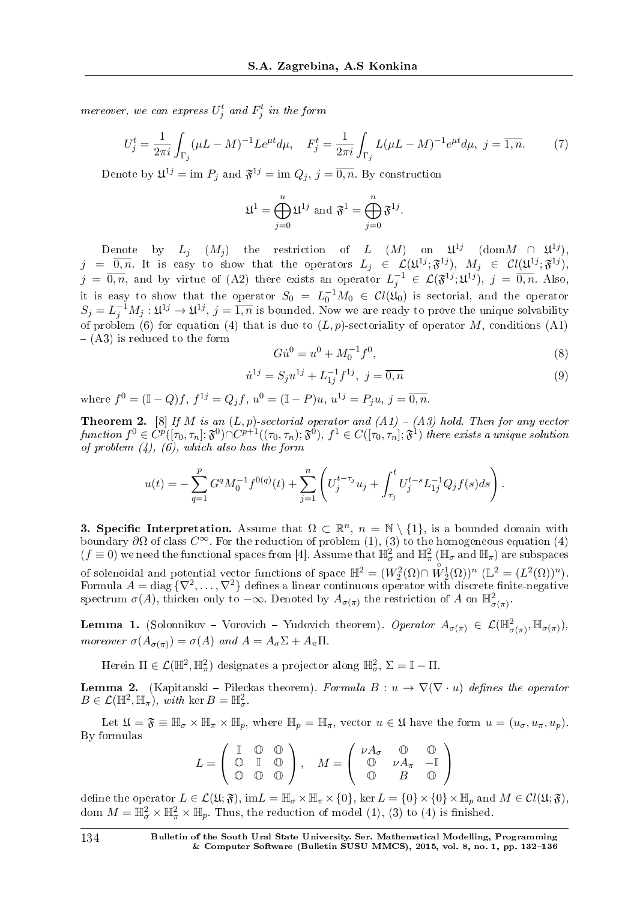*mereover, we can express* $U_j^t$ *and* $F_j^t$ *in the form*

$$U_j^t = \frac{1}{2\pi i}\int_{\Gamma_j}(\mu L - M)^{-1}Le^{\mu t}d\mu, \quad F_j^t = \frac{1}{2\pi i}\int_{\Gamma_j}L(\mu L - M)^{-1}e^{\mu t}d\mu, \ j = \overline{1,n}. \tag{7}$$

Denote by $\mathfrak{U}^{1j} = \text{im } P_j$ and $\mathfrak{F}^{1j} = \text{im } Q_j$, $j = \overline{0,n}$. By construction

$$\mathfrak{U}^1 = \bigoplus_{j=0}^{n}\mathfrak{U}^{1j} \text{ and } \mathfrak{F}^1 = \bigoplus_{j=0}^{n}\mathfrak{F}^{1j}.$$

Denote by $L_j$ $(M_j)$ the restriction of $L$ $(M)$ on $\mathfrak{U}^{1j}$ $(\text{dom}M \cap \mathfrak{U}^{1j})$, $j = \overline{0,n}$. It is easy to show that the operators $L_j \in \mathcal{L}(\mathfrak{U}^{1j};\mathfrak{F}^{1j})$, $M_j \in \mathcal{C}l(\mathfrak{U}^{1j};\mathfrak{F}^{1j})$, $j = \overline{0,n}$, and by virtue of (A2) there exists an operator $L_j^{-1} \in \mathcal{L}(\mathfrak{F}^{1j};\mathfrak{U}^{1j})$, $j = \overline{0,n}$. Also, it is easy to show that the operator $S_0 = L_0^{-1}M_0 \in \mathcal{C}l(\mathfrak{U}_0)$ is sectorial, and the operator $S_j = L_j^{-1}M_j : \mathfrak{U}^{1j} \to \mathfrak{U}^{1j}$, $j = \overline{1,n}$ is bounded. Now we are ready to prove the unique solvability of problem (6) for equation (4) that is due to $(L,p)$-sectoriality of operator $M$, conditions (A1) – (A3) is reduced to the form

$$G\dot{u}^0 = u^0 + M_0^{-1}f^0, \tag{8}$$

$$\dot{u}^{1j} = S_j u^{1j} + L_{1j}^{-1}f^{1j}, \ j = \overline{0,n} \tag{9}$$

where $f^0 = (\mathbb{I} - Q)f$, $f^{1j} = Q_j f$, $u^0 = (\mathbb{I} - P)u$, $u^{1j} = P_j u$, $j = \overline{0,n}$.

**Theorem 2.** [8] *If* $M$ *is an* $(L,p)$*-sectorial operator and (A1) – (A3) hold. Then for any vector function* $f^0 \in C^p([\tau_0,\tau_n];\mathfrak{F}^0) \cap C^{p+1}((\tau_0,\tau_n);\mathfrak{F}^0)$, $f^1 \in C([\tau_0,\tau_n];\mathfrak{F}^1)$ *there exists a unique solution of problem (4), (6), which also has the form*

$$u(t) = -\sum_{q=1}^{p}G^q M_0^{-1}f^{0(q)}(t) + \sum_{j=1}^{n}\left(U_j^{t-\tau_j}u_j + \int_{\tau_j}^{t}U_j^{t-s}L_{1j}^{-1}Q_j f(s)ds\right).$$

**3. Specific Interpretation.** Assume that $\Omega \subset \mathbb{R}^n$, $n = \mathbb{N} \setminus \{1\}$, is a bounded domain with boundary $\partial\Omega$ of class $C^\infty$. For the reduction of problem (1), (3) to the homogeneous equation (4) ($f \equiv 0$) we need the functional spaces from [4]. Assume that $\mathbb{H}_\sigma^2$ and $\mathbb{H}_\pi^2$ ($\mathbb{H}_\sigma$ and $\mathbb{H}_\pi$) are subspaces of solenoidal and potential vector functions of space $\mathbb{H}^2 = (W_2^2(\Omega) \cap \overset{\circ}{W}{}_2^1(\Omega))^n$ ($\mathbb{L}^2 = (L^2(\Omega))^n$). Formula $A = \text{diag}\{\nabla^2, \ldots, \nabla^2\}$ defines a linear continuous operator with discrete finite-negative spectrum $\sigma(A)$, thicken only to $-\infty$. Denoted by $A_{\sigma(\pi)}$ the restriction of $A$ on $\mathbb{H}_{\sigma(\pi)}^2$.

**Lemma 1.** (Solonnikov – Vorovich – Yudovich theorem). *Operator* $A_{\sigma(\pi)} \in \mathcal{L}(\mathbb{H}_{\sigma(\pi)}^2, \mathbb{H}_{\sigma(\pi)})$, *moreover* $\sigma(A_{\sigma(\pi)}) = \sigma(A)$ *and* $A = A_\sigma\Sigma + A_\pi\Pi$.

Herein $\Pi \in \mathcal{L}(\mathbb{H}^2, \mathbb{H}_\pi^2)$ designates a projector along $\mathbb{H}_\sigma^2$, $\Sigma = \mathbb{I} - \Pi$.

**Lemma 2.** (Kapitanski – Pileckas theorem). *Formula* $B : u \to \nabla(\nabla \cdot u)$ *defines the operator* $B \in \mathcal{L}(\mathbb{H}^2, \mathbb{H}_\pi)$, *with* $\ker B = \mathbb{H}_\sigma^2$.

Let $\mathfrak{U} = \mathfrak{F} \equiv \mathbb{H}_\sigma \times \mathbb{H}_\pi \times \mathbb{H}_p$, where $\mathbb{H}_p = \mathbb{H}_\pi$, vector $u \in \mathfrak{U}$ have the form $u = (u_\sigma, u_\pi, u_p)$. By formulas

$$L = \begin{pmatrix} \mathbb{I} & \mathbb{O} & \mathbb{O} \\ \mathbb{O} & \mathbb{I} & \mathbb{O} \\ \mathbb{O} & \mathbb{O} & \mathbb{O} \end{pmatrix}, \quad M = \begin{pmatrix} \nu A_\sigma & \mathbb{O} & \mathbb{O} \\ \mathbb{O} & \nu A_\pi & -\mathbb{I} \\ \mathbb{O} & B & \mathbb{O} \end{pmatrix}$$

define the operator $L \in \mathcal{L}(\mathfrak{U};\mathfrak{F})$, $\text{im}L = \mathbb{H}_\sigma \times \mathbb{H}_\pi \times \{0\}$, $\ker L = \{0\} \times \{0\} \times \mathbb{H}_p$ and $M \in \mathcal{C}l(\mathfrak{U};\mathfrak{F})$, $\text{dom } M = \mathbb{H}_\sigma^2 \times \mathbb{H}_\pi^2 \times \mathbb{H}_p$. Thus, the reduction of model (1), (3) to (4) is finished.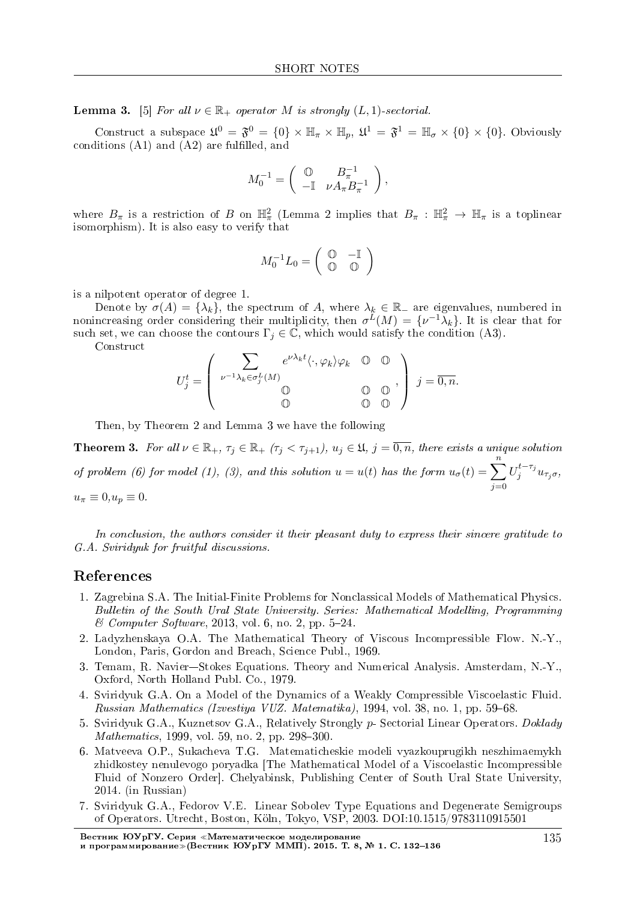**Lemma 3.** [5] *For all $\nu \in \mathbb{R}_+$ operator $M$ is strongly $(L, 1)$-sectorial.*

Construct a subspace $\mathfrak{U}^0 = \mathfrak{F}^0 = \{0\} \times \mathbb{H}_\pi \times \mathbb{H}_p$, $\mathfrak{U}^1 = \mathfrak{F}^1 = \mathbb{H}_\sigma \times \{0\} \times \{0\}$. Obviously conditions (A1) and (A2) are fulfilled, and

$$M_0^{-1} = \begin{pmatrix} \mathbb{O} & B_\pi^{-1} \\ -\mathbb{I} & \nu A_\pi B_\pi^{-1} \end{pmatrix},$$

where $B_\pi$ is a restriction of $B$ on $\mathbb{H}_\pi^2$ (Lemma 2 implies that $B_\pi : \mathbb{H}_\pi^2 \to \mathbb{H}_\pi$ is a toplinear isomorphism). It is also easy to verify that

$$M_0^{-1} L_0 = \begin{pmatrix} \mathbb{O} & -\mathbb{I} \\ \mathbb{O} & \mathbb{O} \end{pmatrix}$$

is a nilpotent operator of degree 1.

Denote by $\sigma(A) = \{\lambda_k\}$, the spectrum of $A$, where $\lambda_k \in \mathbb{R}_-$ are eigenvalues, numbered in nonincreasing order considering their multiplicity, then $\sigma^L(M) = \{\nu^{-1}\lambda_k\}$. It is clear that for such set, we can choose the contours $\Gamma_j \in \mathbb{C}$, which would satisfy the condition (A3).

Construct

$$U_j^t = \begin{pmatrix} \sum\limits_{\nu^{-1}\lambda_k \in \sigma_j^L(M)} e^{\nu \lambda_k t} \langle \cdot, \varphi_k \rangle \varphi_k & \mathbb{O} & \mathbb{O} \\ \mathbb{O} & \mathbb{O} & \mathbb{O} \\ \mathbb{O} & \mathbb{O} & \mathbb{O} \end{pmatrix}, \quad j = \overline{0, n}.$$

Then, by Theorem 2 and Lemma 3 we have the following

**Theorem 3.** *For all $\nu \in \mathbb{R}_+$, $\tau_j \in \mathbb{R}_+$ $(\tau_j < \tau_{j+1})$, $u_j \in \mathfrak{U}$, $j = \overline{0, n}$, there exists a unique solution of problem (6) for model (1), (3), and this solution $u = u(t)$ has the form $u_\sigma(t) = \sum\limits_{j=0}^{n} U_j^{t-\tau_j} u_{\tau_j \sigma}$, $u_\pi \equiv 0, u_p \equiv 0$.*

*In conclusion, the authors consider it their pleasant duty to express their sincere gratitude to G.A. Sviridyuk for fruitful discussions.*

## References

1. Zagrebina S.A. The Initial-Finite Problems for Nonclassical Models of Mathematical Physics. *Bulletin of the South Ural State University. Series: Mathematical Modelling, Programming & Computer Software*, 2013, vol. 6, no. 2, pp. 5–24.
2. Ladyzhenskaya O.A. The Mathematical Theory of Viscous Incompressible Flow. N.-Y., London, Paris, Gordon and Breach, Science Publ., 1969.
3. Temam, R. Navier—Stokes Equations. Theory and Numerical Analysis. Amsterdam, N.-Y., Oxford, North Holland Publ. Co., 1979.
4. Sviridyuk G.A. On a Model of the Dynamics of a Weakly Compressible Viscoelastic Fluid. *Russian Mathematics (Izvestiya VUZ. Matematika)*, 1994, vol. 38, no. 1, pp. 59–68.
5. Sviridyuk G.A., Kuznetsov G.A., Relatively Strongly $p$- Sectorial Linear Operators. *Doklady Mathematics*, 1999, vol. 59, no. 2, pp. 298–300.
6. Matveeva O.P., Sukacheva T.G. Matematicheskie modeli vyazkouprugikh neszhimaemykh zhidkostey nenulevogo poryadka [The Mathematical Model of a Viscoelastic Incompressible Fluid of Nonzero Order]. Chelyabinsk, Publishing Center of South Ural State University, 2014. (in Russian)
7. Sviridyuk G.A., Fedorov V.E. Linear Sobolev Type Equations and Degenerate Semigroups of Operators. Utrecht, Boston, Köln, Tokyo, VSP, 2003. DOI:10.1515/9783110915501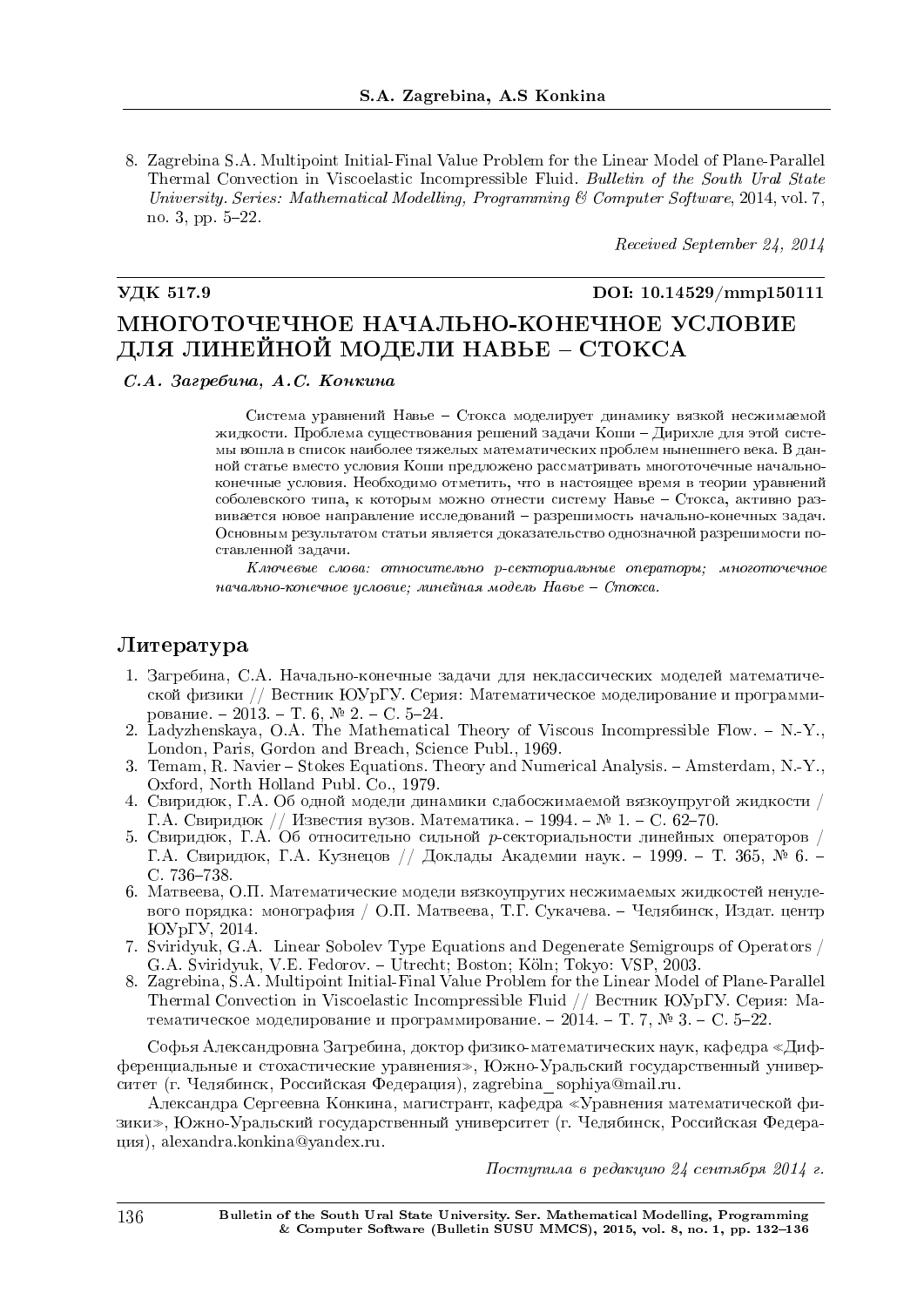8. Zagrebina S.A. Multipoint Initial-Final Value Problem for the Linear Model of Plane-Parallel Thermal Convection in Viscoelastic Incompressible Fluid. *Bulletin of the South Ural State University. Series: Mathematical Modelling, Programming & Computer Software*, 2014, vol. 7, no. 3, pp. 5–22.

*Received September 24, 2014*

**УДК 517.9** **DOI: 10.14529/mmp150111**

# МНОГОТОЧЕЧНОЕ НАЧАЛЬНО-КОНЕЧНОЕ УСЛОВИЕ ДЛЯ ЛИНЕЙНОЙ МОДЕЛИ НАВЬЕ – СТОКСА

***С.А. Загребина, А.С. Конкина***

Система уравнений Навье – Стокса моделирует динамику вязкой несжимаемой жидкости. Проблема существования решений задачи Коши – Дирихле для этой системы вошла в список наиболее тяжелых математических проблем нынешнего века. В данной статье вместо условия Коши предложено рассматривать многоточечные начально-конечные условия. Необходимо отметить, что в настоящее время в теории уравнений соболевского типа, к которым можно отнести систему Навье – Стокса, активно развивается новое направление исследований – разрешимость начально-конечных задач. Основным результатом статьи является доказательство однозначной разрешимости поставленной задачи.

*Ключевые слова: относительно p-секториальные операторы; многоточечное начально-конечное условие; линейная модель Навье – Стокса.*

## Литература

1. Загребина, С.А. Начально-конечные задачи для неклассических моделей математической физики // Вестник ЮУрГУ. Серия: Математическое моделирование и программирование. – 2013. – Т. 6, № 2. – С. 5–24.
2. Ladyzhenskaya, O.A. The Mathematical Theory of Viscous Incompressible Flow. – N.-Y., London, Paris, Gordon and Breach, Science Publ., 1969.
3. Temam, R. Navier – Stokes Equations. Theory and Numerical Analysis. – Amsterdam, N.-Y., Oxford, North Holland Publ. Co., 1979.
4. Свиридюк, Г.А. Об одной модели динамики слабосжимаемой вязкоупругой жидкости / Г.А. Свиридюк // Известия вузов. Математика. – 1994. – № 1. – С. 62–70.
5. Свиридюк, Г.А. Об относительно сильной $p$-секториальности линейных операторов / Г.А. Свиридюк, Г.А. Кузнецов // Доклады Академии наук. – 1999. – Т. 365, № 6. – С. 736–738.
6. Матвеева, О.П. Математические модели вязкоупругих несжимаемых жидкостей ненулевого порядка: монография / О.П. Матвеева, Т.Г. Сукачева. – Челябинск, Издат. центр ЮУрГУ, 2014.
7. Sviridyuk, G.A. Linear Sobolev Type Equations and Degenerate Semigroups of Operators / G.A. Sviridyuk, V.E. Fedorov. – Utrecht; Boston; Köln; Tokyo: VSP, 2003.
8. Zagrebina, S.A. Multipoint Initial-Final Value Problem for the Linear Model of Plane-Parallel Thermal Convection in Viscoelastic Incompressible Fluid // Вестник ЮУрГУ. Серия: Математическое моделирование и программирование. – 2014. – Т. 7, № 3. – С. 5–22.

Софья Александровна Загребина, доктор физико-математических наук, кафедра «Дифференциальные и стохастические уравнения», Южно-Уральский государственный университет (г. Челябинск, Российская Федерация), zagrebina_sophiya@mail.ru.

Александра Сергеевна Конкина, магистрант, кафедра «Уравнения математической физики», Южно-Уральский государственный университет (г. Челябинск, Российская Федерация), alexandra.konkina@yandex.ru.

*Поступила в редакцию 24 сентября 2014 г.*